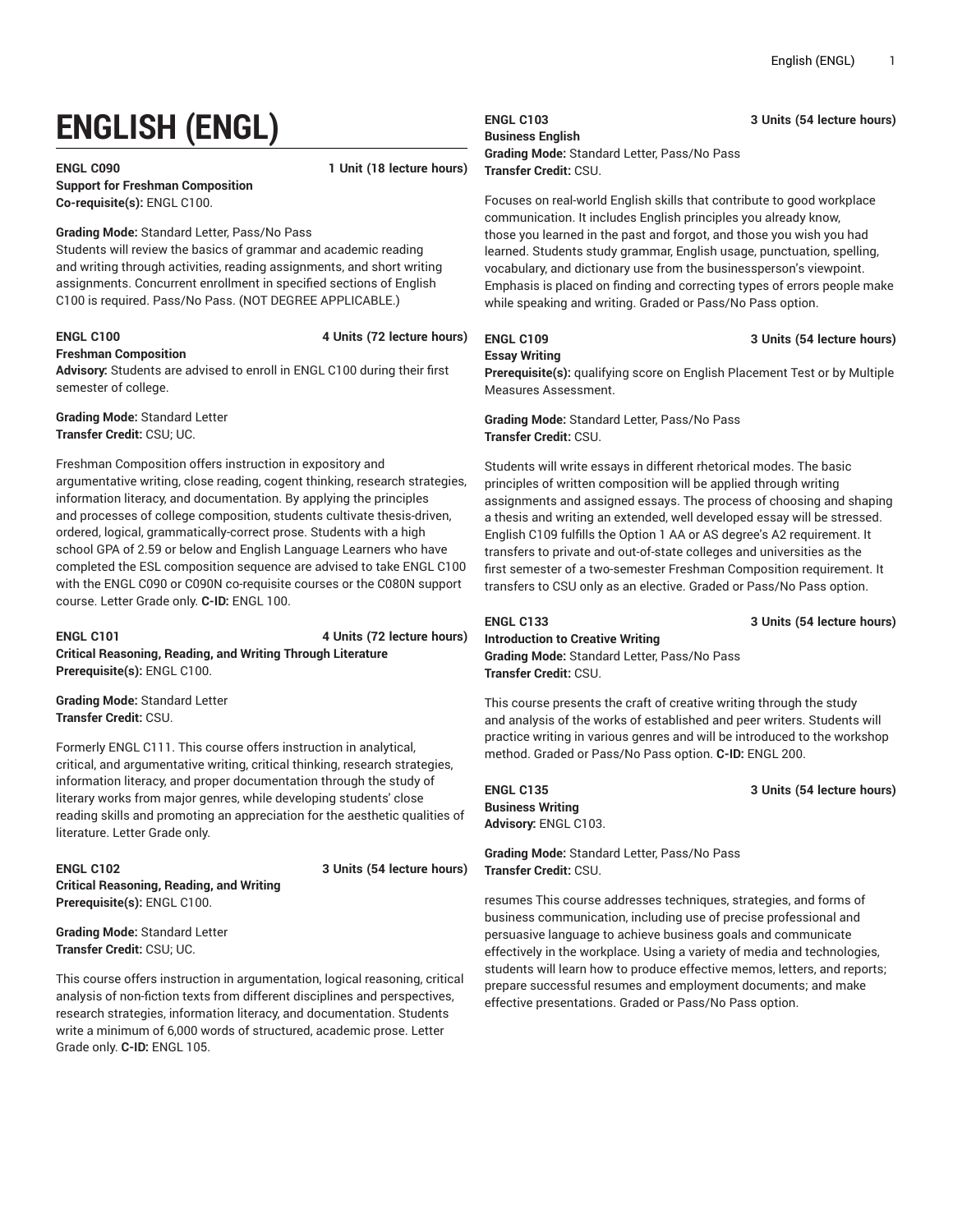# ENGLISH (ENGL)

**ENGL C090** **1 Unit (18 lecture hours)**
**Support for Freshman Composition**
**Co-requisite(s):** ENGL C100.

**Grading Mode:** Standard Letter, Pass/No Pass
Students will review the basics of grammar and academic reading and writing through activities, reading assignments, and short writing assignments. Concurrent enrollment in specified sections of English C100 is required. Pass/No Pass. (NOT DEGREE APPLICABLE.)

**ENGL C100** **4 Units (72 lecture hours)**
**Freshman Composition**
**Advisory:** Students are advised to enroll in ENGL C100 during their first semester of college.

**Grading Mode:** Standard Letter
**Transfer Credit:** CSU; UC.

Freshman Composition offers instruction in expository and argumentative writing, close reading, cogent thinking, research strategies, information literacy, and documentation. By applying the principles and processes of college composition, students cultivate thesis-driven, ordered, logical, grammatically-correct prose. Students with a high school GPA of 2.59 or below and English Language Learners who have completed the ESL composition sequence are advised to take ENGL C100 with the ENGL C090 or C090N co-requisite courses or the C080N support course. Letter Grade only. **C-ID:** ENGL 100.

**ENGL C101** **4 Units (72 lecture hours)**
**Critical Reasoning, Reading, and Writing Through Literature**
**Prerequisite(s):** ENGL C100.

**Grading Mode:** Standard Letter
**Transfer Credit:** CSU.

Formerly ENGL C111. This course offers instruction in analytical, critical, and argumentative writing, critical thinking, research strategies, information literacy, and proper documentation through the study of literary works from major genres, while developing students' close reading skills and promoting an appreciation for the aesthetic qualities of literature. Letter Grade only.

**ENGL C102** **3 Units (54 lecture hours)**
**Critical Reasoning, Reading, and Writing**
**Prerequisite(s):** ENGL C100.

**Grading Mode:** Standard Letter
**Transfer Credit:** CSU; UC.

This course offers instruction in argumentation, logical reasoning, critical analysis of non-fiction texts from different disciplines and perspectives, research strategies, information literacy, and documentation. Students write a minimum of 6,000 words of structured, academic prose. Letter Grade only. **C-ID:** ENGL 105.

**ENGL C103** **3 Units (54 lecture hours)**
**Business English**
**Grading Mode:** Standard Letter, Pass/No Pass
**Transfer Credit:** CSU.

Focuses on real-world English skills that contribute to good workplace communication. It includes English principles you already know, those you learned in the past and forgot, and those you wish you had learned. Students study grammar, English usage, punctuation, spelling, vocabulary, and dictionary use from the businessperson's viewpoint. Emphasis is placed on finding and correcting types of errors people make while speaking and writing. Graded or Pass/No Pass option.

**ENGL C109** **3 Units (54 lecture hours)**
**Essay Writing**
**Prerequisite(s):** qualifying score on English Placement Test or by Multiple Measures Assessment.

**Grading Mode:** Standard Letter, Pass/No Pass
**Transfer Credit:** CSU.

Students will write essays in different rhetorical modes. The basic principles of written composition will be applied through writing assignments and assigned essays. The process of choosing and shaping a thesis and writing an extended, well developed essay will be stressed. English C109 fulfills the Option 1 AA or AS degree's A2 requirement. It transfers to private and out-of-state colleges and universities as the first semester of a two-semester Freshman Composition requirement. It transfers to CSU only as an elective. Graded or Pass/No Pass option.

**ENGL C133** **3 Units (54 lecture hours)**
**Introduction to Creative Writing**
**Grading Mode:** Standard Letter, Pass/No Pass
**Transfer Credit:** CSU.

This course presents the craft of creative writing through the study and analysis of the works of established and peer writers. Students will practice writing in various genres and will be introduced to the workshop method. Graded or Pass/No Pass option. **C-ID:** ENGL 200.

**ENGL C135** **3 Units (54 lecture hours)**
**Business Writing**
**Advisory:** ENGL C103.

**Grading Mode:** Standard Letter, Pass/No Pass
**Transfer Credit:** CSU.

resumes This course addresses techniques, strategies, and forms of business communication, including use of precise professional and persuasive language to achieve business goals and communicate effectively in the workplace. Using a variety of media and technologies, students will learn how to produce effective memos, letters, and reports; prepare successful resumes and employment documents; and make effective presentations. Graded or Pass/No Pass option.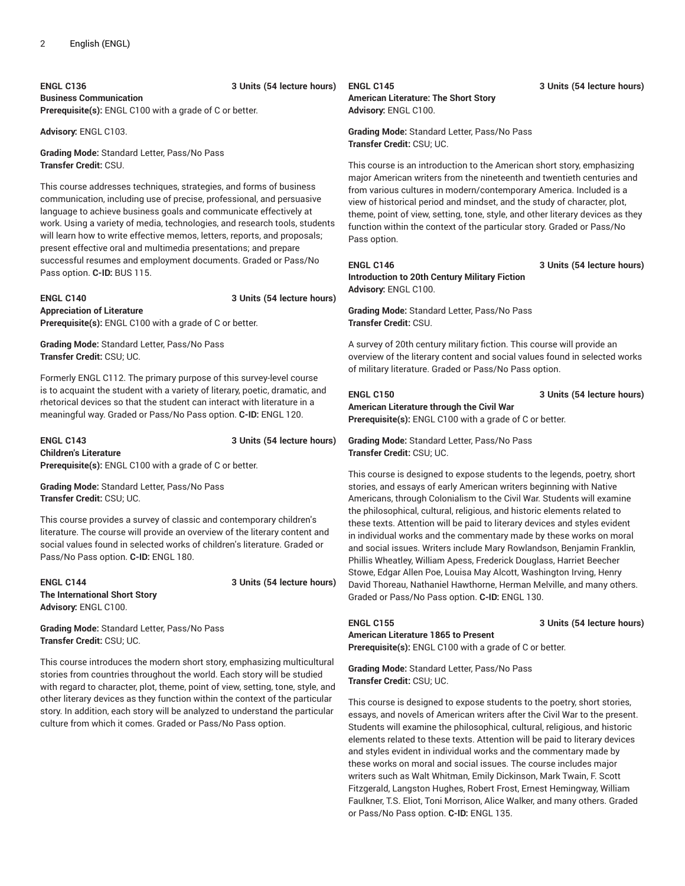**ENGL C136** 3 Units (54 lecture hours)
**Business Communication**
**Prerequisite(s):** ENGL C100 with a grade of C or better.

**Advisory:** ENGL C103.

**Grading Mode:** Standard Letter, Pass/No Pass
**Transfer Credit:** CSU.

This course addresses techniques, strategies, and forms of business communication, including use of precise, professional, and persuasive language to achieve business goals and communicate effectively at work. Using a variety of media, technologies, and research tools, students will learn how to write effective memos, letters, reports, and proposals; present effective oral and multimedia presentations; and prepare successful resumes and employment documents. Graded or Pass/No Pass option. **C-ID:** BUS 115.

**ENGL C140** 3 Units (54 lecture hours)
**Appreciation of Literature**
**Prerequisite(s):** ENGL C100 with a grade of C or better.

**Grading Mode:** Standard Letter, Pass/No Pass
**Transfer Credit:** CSU; UC.

Formerly ENGL C112. The primary purpose of this survey-level course is to acquaint the student with a variety of literary, poetic, dramatic, and rhetorical devices so that the student can interact with literature in a meaningful way. Graded or Pass/No Pass option. **C-ID:** ENGL 120.

**ENGL C143** 3 Units (54 lecture hours)
**Children's Literature**
**Prerequisite(s):** ENGL C100 with a grade of C or better.

**Grading Mode:** Standard Letter, Pass/No Pass
**Transfer Credit:** CSU; UC.

This course provides a survey of classic and contemporary children's literature. The course will provide an overview of the literary content and social values found in selected works of children's literature. Graded or Pass/No Pass option. **C-ID:** ENGL 180.

**ENGL C144** 3 Units (54 lecture hours)
**The International Short Story**
**Advisory:** ENGL C100.

**Grading Mode:** Standard Letter, Pass/No Pass
**Transfer Credit:** CSU; UC.

This course introduces the modern short story, emphasizing multicultural stories from countries throughout the world. Each story will be studied with regard to character, plot, theme, point of view, setting, tone, style, and other literary devices as they function within the context of the particular story. In addition, each story will be analyzed to understand the particular culture from which it comes. Graded or Pass/No Pass option.

**ENGL C145** 3 Units (54 lecture hours)
**American Literature: The Short Story**
**Advisory:** ENGL C100.

**Grading Mode:** Standard Letter, Pass/No Pass
**Transfer Credit:** CSU; UC.

This course is an introduction to the American short story, emphasizing major American writers from the nineteenth and twentieth centuries and from various cultures in modern/contemporary America. Included is a view of historical period and mindset, and the study of character, plot, theme, point of view, setting, tone, style, and other literary devices as they function within the context of the particular story. Graded or Pass/No Pass option.

**ENGL C146** 3 Units (54 lecture hours)
**Introduction to 20th Century Military Fiction**
**Advisory:** ENGL C100.

**Grading Mode:** Standard Letter, Pass/No Pass
**Transfer Credit:** CSU.

A survey of 20th century military fiction. This course will provide an overview of the literary content and social values found in selected works of military literature. Graded or Pass/No Pass option.

**ENGL C150** 3 Units (54 lecture hours)
**American Literature through the Civil War**
**Prerequisite(s):** ENGL C100 with a grade of C or better.

**Grading Mode:** Standard Letter, Pass/No Pass
**Transfer Credit:** CSU; UC.

This course is designed to expose students to the legends, poetry, short stories, and essays of early American writers beginning with Native Americans, through Colonialism to the Civil War. Students will examine the philosophical, cultural, religious, and historic elements related to these texts. Attention will be paid to literary devices and styles evident in individual works and the commentary made by these works on moral and social issues. Writers include Mary Rowlandson, Benjamin Franklin, Phillis Wheatley, William Apess, Frederick Douglass, Harriet Beecher Stowe, Edgar Allen Poe, Louisa May Alcott, Washington Irving, Henry David Thoreau, Nathaniel Hawthorne, Herman Melville, and many others. Graded or Pass/No Pass option. **C-ID:** ENGL 130.

**ENGL C155** 3 Units (54 lecture hours)
**American Literature 1865 to Present**
**Prerequisite(s):** ENGL C100 with a grade of C or better.

**Grading Mode:** Standard Letter, Pass/No Pass
**Transfer Credit:** CSU; UC.

This course is designed to expose students to the poetry, short stories, essays, and novels of American writers after the Civil War to the present. Students will examine the philosophical, cultural, religious, and historic elements related to these texts. Attention will be paid to literary devices and styles evident in individual works and the commentary made by these works on moral and social issues. The course includes major writers such as Walt Whitman, Emily Dickinson, Mark Twain, F. Scott Fitzgerald, Langston Hughes, Robert Frost, Ernest Hemingway, William Faulkner, T.S. Eliot, Toni Morrison, Alice Walker, and many others. Graded or Pass/No Pass option. **C-ID:** ENGL 135.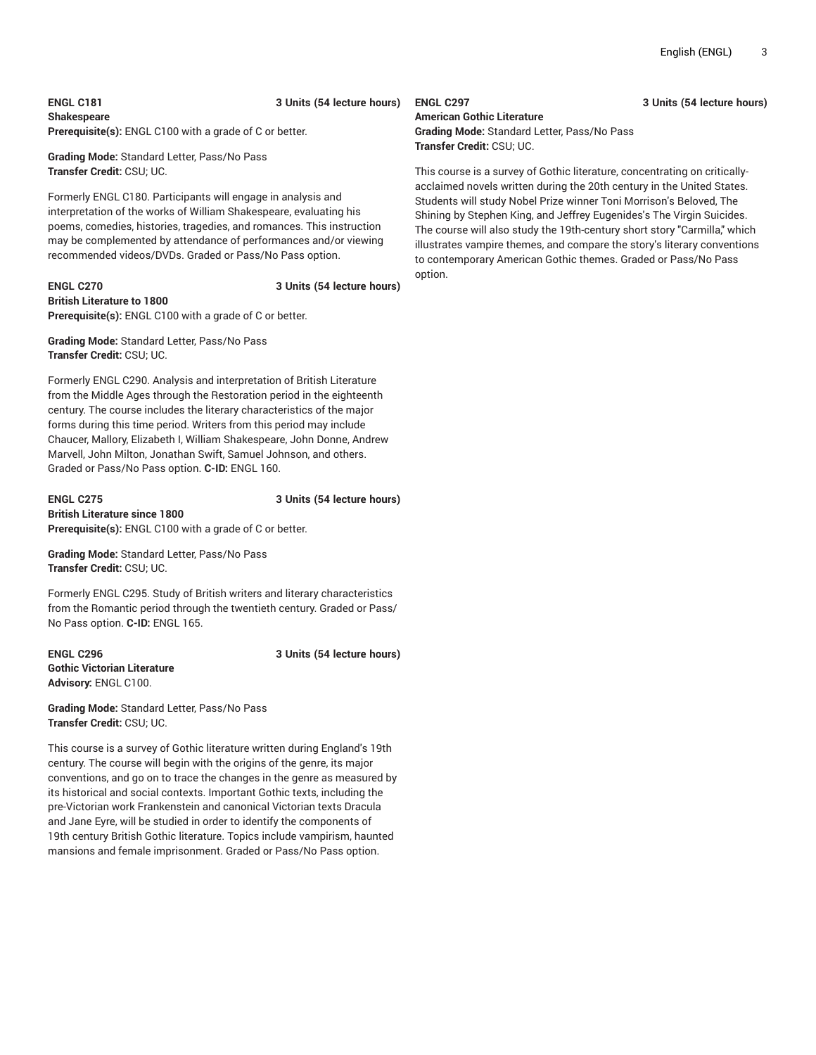**ENGL C181** **3 Units (54 lecture hours)**
**Shakespeare**
**Prerequisite(s):** ENGL C100 with a grade of C or better.

**Grading Mode:** Standard Letter, Pass/No Pass
**Transfer Credit:** CSU; UC.

Formerly ENGL C180. Participants will engage in analysis and interpretation of the works of William Shakespeare, evaluating his poems, comedies, histories, tragedies, and romances. This instruction may be complemented by attendance of performances and/or viewing recommended videos/DVDs. Graded or Pass/No Pass option.

**ENGL C270** **3 Units (54 lecture hours)**
**British Literature to 1800**
**Prerequisite(s):** ENGL C100 with a grade of C or better.

**Grading Mode:** Standard Letter, Pass/No Pass
**Transfer Credit:** CSU; UC.

Formerly ENGL C290. Analysis and interpretation of British Literature from the Middle Ages through the Restoration period in the eighteenth century. The course includes the literary characteristics of the major forms during this time period. Writers from this period may include Chaucer, Mallory, Elizabeth I, William Shakespeare, John Donne, Andrew Marvell, John Milton, Jonathan Swift, Samuel Johnson, and others. Graded or Pass/No Pass option. **C-ID:** ENGL 160.

**ENGL C275** **3 Units (54 lecture hours)**
**British Literature since 1800**
**Prerequisite(s):** ENGL C100 with a grade of C or better.

**Grading Mode:** Standard Letter, Pass/No Pass
**Transfer Credit:** CSU; UC.

Formerly ENGL C295. Study of British writers and literary characteristics from the Romantic period through the twentieth century. Graded or Pass/No Pass option. **C-ID:** ENGL 165.

**ENGL C296** **3 Units (54 lecture hours)**
**Gothic Victorian Literature**
**Advisory:** ENGL C100.

**Grading Mode:** Standard Letter, Pass/No Pass
**Transfer Credit:** CSU; UC.

This course is a survey of Gothic literature written during England's 19th century. The course will begin with the origins of the genre, its major conventions, and go on to trace the changes in the genre as measured by its historical and social contexts. Important Gothic texts, including the pre-Victorian work Frankenstein and canonical Victorian texts Dracula and Jane Eyre, will be studied in order to identify the components of 19th century British Gothic literature. Topics include vampirism, haunted mansions and female imprisonment. Graded or Pass/No Pass option.

**ENGL C297** **3 Units (54 lecture hours)**
**American Gothic Literature**
**Grading Mode:** Standard Letter, Pass/No Pass
**Transfer Credit:** CSU; UC.

This course is a survey of Gothic literature, concentrating on critically-acclaimed novels written during the 20th century in the United States. Students will study Nobel Prize winner Toni Morrison's Beloved, The Shining by Stephen King, and Jeffrey Eugenides's The Virgin Suicides. The course will also study the 19th-century short story "Carmilla," which illustrates vampire themes, and compare the story's literary conventions to contemporary American Gothic themes. Graded or Pass/No Pass option.